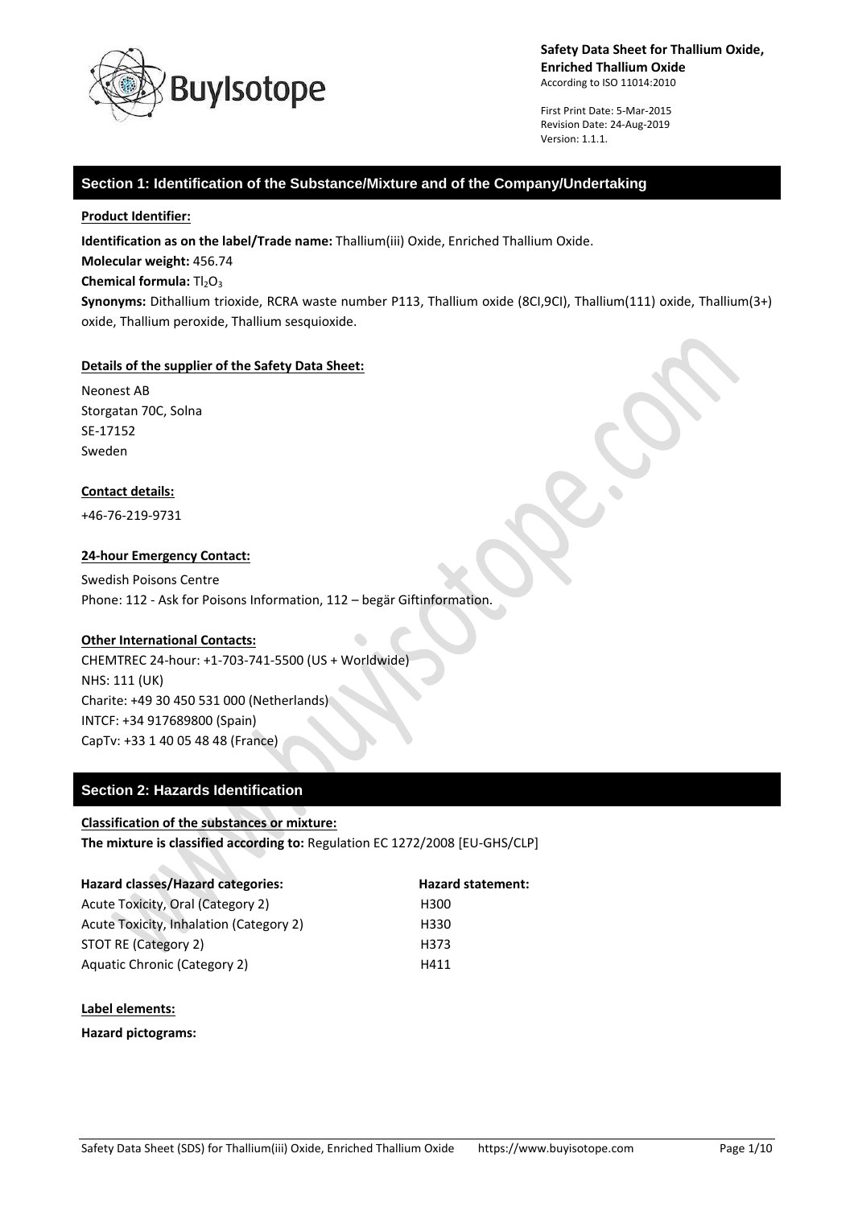**Safety Data Sheet for Thallium Oxide, Enriched Thallium Oxide**
According to ISO 11014:2010

First Print Date: 5-Mar-2015
Revision Date: 24-Aug-2019
Version: 1.1.1.

## Section 1: Identification of the Substance/Mixture and of the Company/Undertaking

**Product Identifier:**

**Identification as on the label/Trade name:** Thallium(iii) Oxide, Enriched Thallium Oxide.

**Molecular weight:** 456.74

**Chemical formula:** $Tl_2O_3$

**Synonyms:** Dithallium trioxide, RCRA waste number P113, Thallium oxide (8CI,9CI), Thallium(111) oxide, Thallium(3+) oxide, Thallium peroxide, Thallium sesquioxide.

**Details of the supplier of the Safety Data Sheet:**

Neonest AB
Storgatan 70C, Solna
SE-17152
Sweden

**Contact details:**

+46-76-219-9731

**24-hour Emergency Contact:**

Swedish Poisons Centre
Phone: 112 - Ask for Poisons Information, 112 – begär Giftinformation.

**Other International Contacts:**

CHEMTREC 24-hour: +1-703-741-5500 (US + Worldwide)
NHS: 111 (UK)
Charite: +49 30 450 531 000 (Netherlands)
INTCF: +34 917689800 (Spain)
CapTv: +33 1 40 05 48 48 (France)

## Section 2: Hazards Identification

**Classification of the substances or mixture:**

**The mixture is classified according to:** Regulation EC 1272/2008 [EU-GHS/CLP]

| Hazard classes/Hazard categories: | Hazard statement: |
| --- | --- |
| Acute Toxicity, Oral (Category 2) | H300 |
| Acute Toxicity, Inhalation (Category 2) | H330 |
| STOT RE (Category 2) | H373 |
| Aquatic Chronic (Category 2) | H411 |

**Label elements:**

**Hazard pictograms:**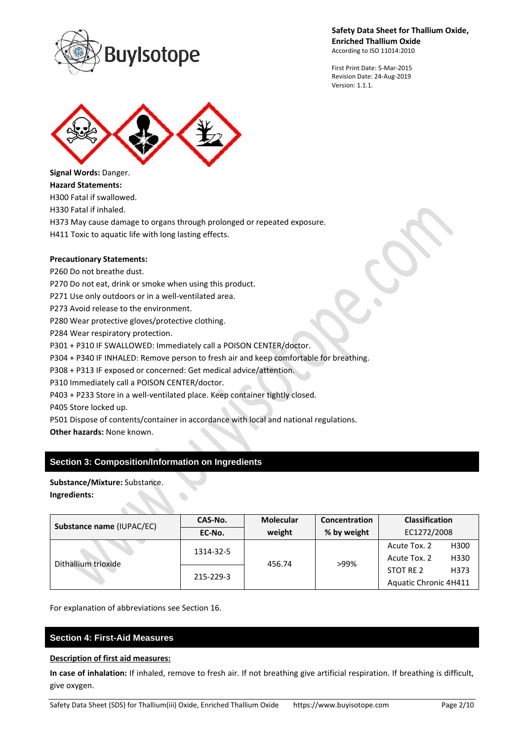**Signal Words:** Danger.

**Hazard Statements:**

H300 Fatal if swallowed.

H330 Fatal if inhaled.

H373 May cause damage to organs through prolonged or repeated exposure.

H411 Toxic to aquatic life with long lasting effects.

**Precautionary Statements:**

P260 Do not breathe dust.

P270 Do not eat, drink or smoke when using this product.

P271 Use only outdoors or in a well-ventilated area.

P273 Avoid release to the environment.

P280 Wear protective gloves/protective clothing.

P284 Wear respiratory protection.

P301 + P310 IF SWALLOWED: Immediately call a POISON CENTER/doctor.

P304 + P340 IF INHALED: Remove person to fresh air and keep comfortable for breathing.

P308 + P313 IF exposed or concerned: Get medical advice/attention.

P310 Immediately call a POISON CENTER/doctor.

P403 + P233 Store in a well-ventilated place. Keep container tightly closed.

P405 Store locked up.

P501 Dispose of contents/container in accordance with local and national regulations.

**Other hazards:** None known.

## Section 3: Composition/Information on Ingredients

**Substance/Mixture:** Substance.

**Ingredients:**

| Substance name (IUPAC/EC) | CAS-No. / EC-No. | Molecular weight | Concentration % by weight | Classification EC1272/2008 |
|---|---|---|---|---|
| Dithallium trioxide | 1314-32-5 / 215-229-3 | 456.74 | >99% | Acute Tox. 2 H300<br>Acute Tox. 2 H330<br>STOT RE 2 H373<br>Aquatic Chronic 4 H411 |

For explanation of abbreviations see Section 16.

## Section 4: First-Aid Measures

**Description of first aid measures:**

**In case of inhalation:** If inhaled, remove to fresh air. If not breathing give artificial respiration. If breathing is difficult, give oxygen.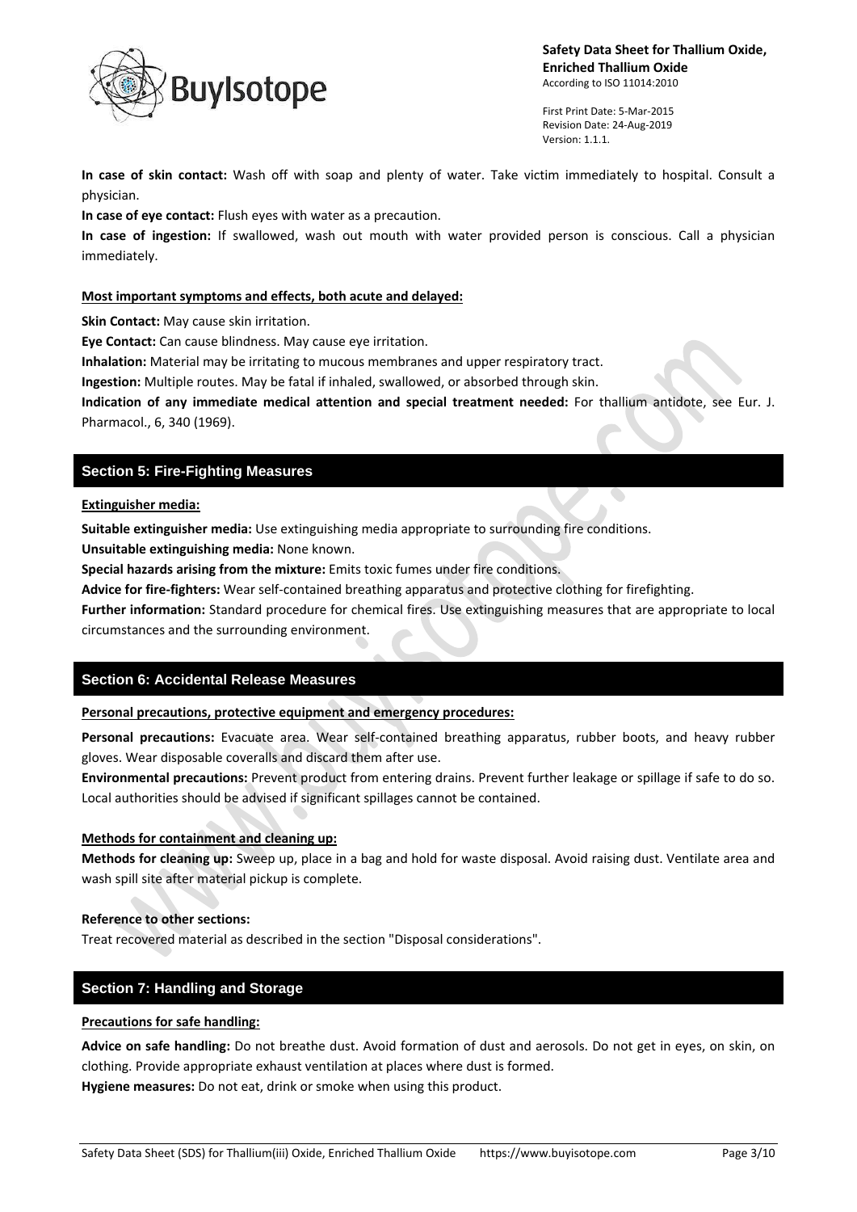**In case of skin contact:** Wash off with soap and plenty of water. Take victim immediately to hospital. Consult a physician.

**In case of eye contact:** Flush eyes with water as a precaution.

**In case of ingestion:** If swallowed, wash out mouth with water provided person is conscious. Call a physician immediately.

**Most important symptoms and effects, both acute and delayed:**

**Skin Contact:** May cause skin irritation.

**Eye Contact:** Can cause blindness. May cause eye irritation.

**Inhalation:** Material may be irritating to mucous membranes and upper respiratory tract.

**Ingestion:** Multiple routes. May be fatal if inhaled, swallowed, or absorbed through skin.

**Indication of any immediate medical attention and special treatment needed:** For thallium antidote, see Eur. J. Pharmacol., 6, 340 (1969).

## Section 5: Fire-Fighting Measures

**Extinguisher media:**

**Suitable extinguisher media:** Use extinguishing media appropriate to surrounding fire conditions.

**Unsuitable extinguishing media:** None known.

**Special hazards arising from the mixture:** Emits toxic fumes under fire conditions.

**Advice for fire-fighters:** Wear self-contained breathing apparatus and protective clothing for firefighting.

**Further information:** Standard procedure for chemical fires. Use extinguishing measures that are appropriate to local circumstances and the surrounding environment.

## Section 6: Accidental Release Measures

**Personal precautions, protective equipment and emergency procedures:**

**Personal precautions:** Evacuate area. Wear self-contained breathing apparatus, rubber boots, and heavy rubber gloves. Wear disposable coveralls and discard them after use.

**Environmental precautions:** Prevent product from entering drains. Prevent further leakage or spillage if safe to do so. Local authorities should be advised if significant spillages cannot be contained.

**Methods for containment and cleaning up:**

**Methods for cleaning up:** Sweep up, place in a bag and hold for waste disposal. Avoid raising dust. Ventilate area and wash spill site after material pickup is complete.

**Reference to other sections:**

Treat recovered material as described in the section "Disposal considerations".

## Section 7: Handling and Storage

**Precautions for safe handling:**

**Advice on safe handling:** Do not breathe dust. Avoid formation of dust and aerosols. Do not get in eyes, on skin, on clothing. Provide appropriate exhaust ventilation at places where dust is formed.

**Hygiene measures:** Do not eat, drink or smoke when using this product.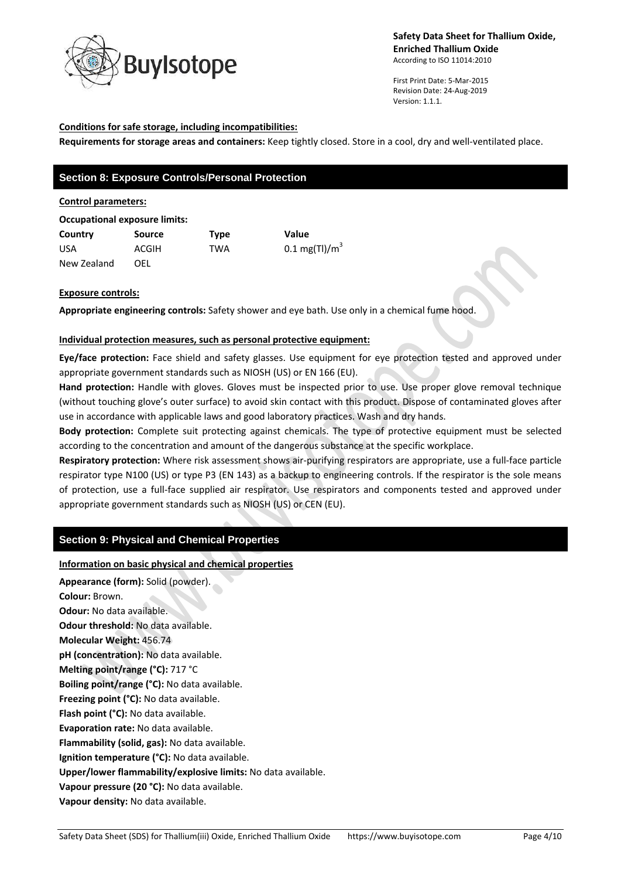**Conditions for safe storage, including incompatibilities:**

**Requirements for storage areas and containers:** Keep tightly closed. Store in a cool, dry and well-ventilated place.

## Section 8: Exposure Controls/Personal Protection

**Control parameters:**

**Occupational exposure limits:**

| Country | Source | Type | Value |
|---|---|---|---|
| USA | ACGIH | TWA | 0.1 mg(Tl)/m$^3$ |
| New Zealand | OEL | | |

**Exposure controls:**

**Appropriate engineering controls:** Safety shower and eye bath. Use only in a chemical fume hood.

**Individual protection measures, such as personal protective equipment:**

**Eye/face protection:** Face shield and safety glasses. Use equipment for eye protection tested and approved under appropriate government standards such as NIOSH (US) or EN 166 (EU).

**Hand protection:** Handle with gloves. Gloves must be inspected prior to use. Use proper glove removal technique (without touching glove's outer surface) to avoid skin contact with this product. Dispose of contaminated gloves after use in accordance with applicable laws and good laboratory practices. Wash and dry hands.

**Body protection:** Complete suit protecting against chemicals. The type of protective equipment must be selected according to the concentration and amount of the dangerous substance at the specific workplace.

**Respiratory protection:** Where risk assessment shows air-purifying respirators are appropriate, use a full-face particle respirator type N100 (US) or type P3 (EN 143) as a backup to engineering controls. If the respirator is the sole means of protection, use a full-face supplied air respirator. Use respirators and components tested and approved under appropriate government standards such as NIOSH (US) or CEN (EU).

## Section 9: Physical and Chemical Properties

**Information on basic physical and chemical properties**

**Appearance (form):** Solid (powder).
**Colour:** Brown.
**Odour:** No data available.
**Odour threshold:** No data available.
**Molecular Weight:** 456.74
**pH (concentration):** No data available.
**Melting point/range (°C):** 717 °C
**Boiling point/range (°C):** No data available.
**Freezing point (°C):** No data available.
**Flash point (°C):** No data available.
**Evaporation rate:** No data available.
**Flammability (solid, gas):** No data available.
**Ignition temperature (°C):** No data available.
**Upper/lower flammability/explosive limits:** No data available.
**Vapour pressure (20 °C):** No data available.
**Vapour density:** No data available.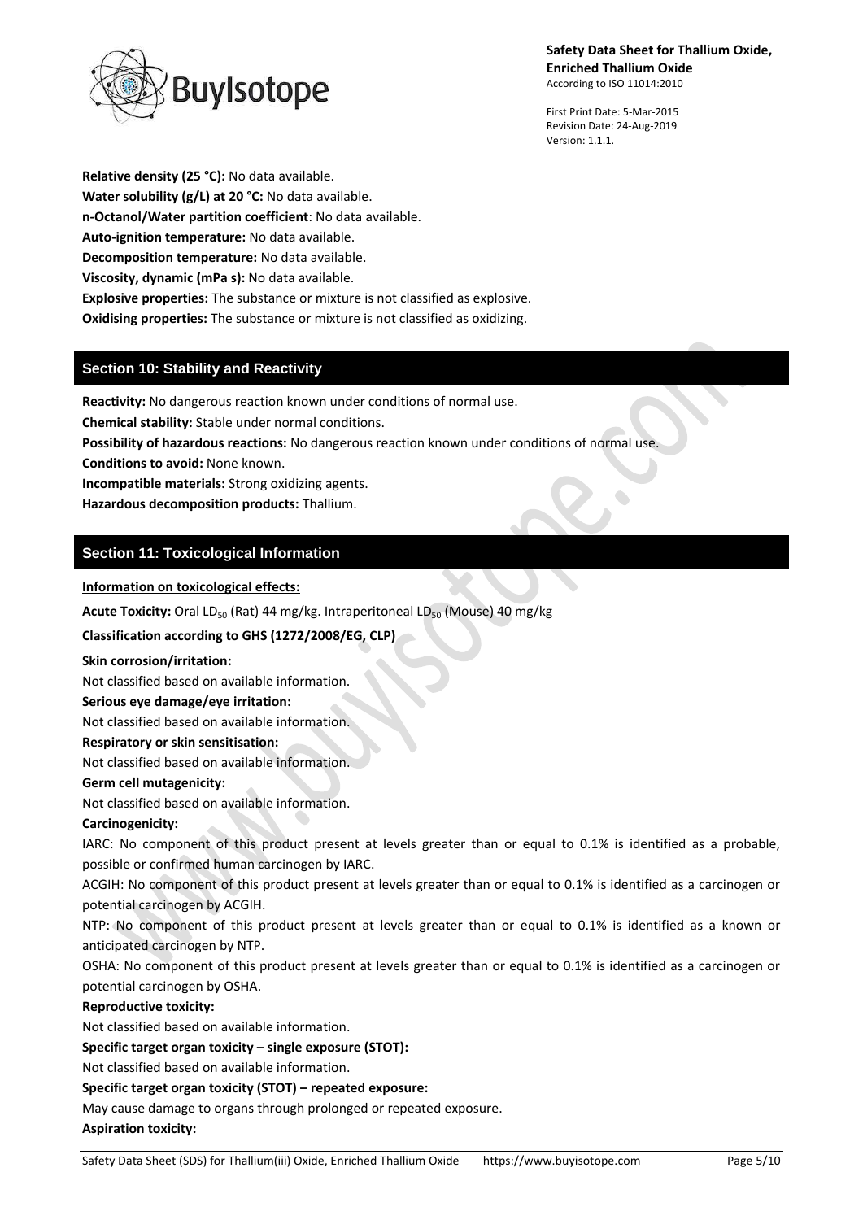**Relative density (25 °C):** No data available.
**Water solubility (g/L) at 20 °C:** No data available.
**n-Octanol/Water partition coefficient**: No data available.
**Auto-ignition temperature:** No data available.
**Decomposition temperature:** No data available.
**Viscosity, dynamic (mPa s):** No data available.
**Explosive properties:** The substance or mixture is not classified as explosive.
**Oxidising properties:** The substance or mixture is not classified as oxidizing.

## Section 10: Stability and Reactivity

**Reactivity:** No dangerous reaction known under conditions of normal use.
**Chemical stability:** Stable under normal conditions.
**Possibility of hazardous reactions:** No dangerous reaction known under conditions of normal use.
**Conditions to avoid:** None known.
**Incompatible materials:** Strong oxidizing agents.
**Hazardous decomposition products:** Thallium.

## Section 11: Toxicological Information

**Information on toxicological effects:**

**Acute Toxicity:** Oral $LD_{50}$ (Rat) 44 mg/kg. Intraperitoneal $LD_{50}$ (Mouse) 40 mg/kg

**Classification according to GHS (1272/2008/EG, CLP)**

**Skin corrosion/irritation:**
Not classified based on available information.
**Serious eye damage/eye irritation:**
Not classified based on available information.
**Respiratory or skin sensitisation:**
Not classified based on available information.
**Germ cell mutagenicity:**
Not classified based on available information.
**Carcinogenicity:**
IARC: No component of this product present at levels greater than or equal to 0.1% is identified as a probable, possible or confirmed human carcinogen by IARC.
ACGIH: No component of this product present at levels greater than or equal to 0.1% is identified as a carcinogen or potential carcinogen by ACGIH.
NTP: No component of this product present at levels greater than or equal to 0.1% is identified as a known or anticipated carcinogen by NTP.
OSHA: No component of this product present at levels greater than or equal to 0.1% is identified as a carcinogen or potential carcinogen by OSHA.
**Reproductive toxicity:**
Not classified based on available information.
**Specific target organ toxicity – single exposure (STOT):**
Not classified based on available information.
**Specific target organ toxicity (STOT) – repeated exposure:**
May cause damage to organs through prolonged or repeated exposure.
**Aspiration toxicity:**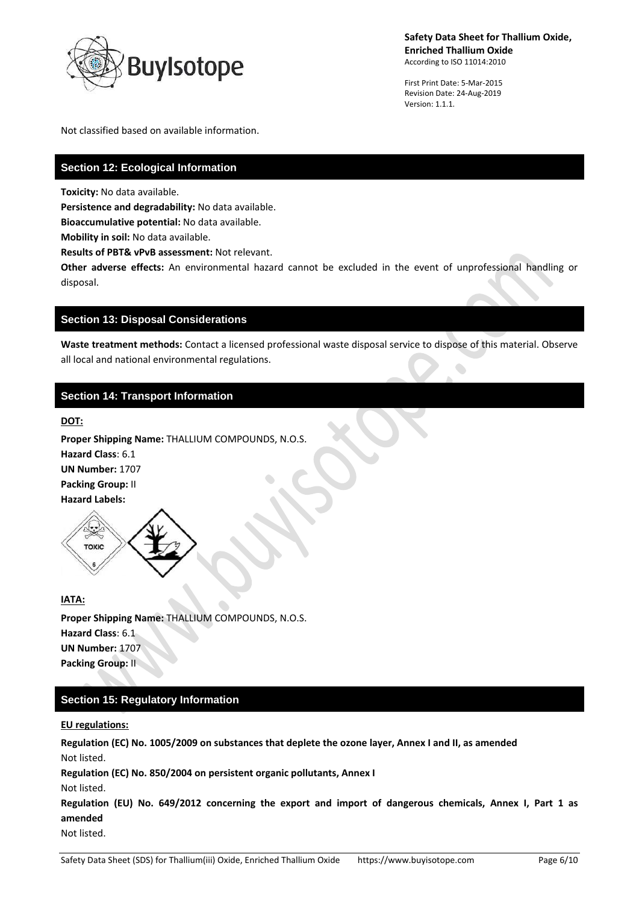Not classified based on available information.

## Section 12: Ecological Information

**Toxicity:** No data available.

**Persistence and degradability:** No data available.

**Bioaccumulative potential:** No data available.

**Mobility in soil:** No data available.

**Results of PBT& vPvB assessment:** Not relevant.

**Other adverse effects:** An environmental hazard cannot be excluded in the event of unprofessional handling or disposal.

## Section 13: Disposal Considerations

**Waste treatment methods:** Contact a licensed professional waste disposal service to dispose of this material. Observe all local and national environmental regulations.

## Section 14: Transport Information

**DOT:**

**Proper Shipping Name:** THALLIUM COMPOUNDS, N.O.S.
**Hazard Class**: 6.1
**UN Number:** 1707
**Packing Group:** II
**Hazard Labels:**

**IATA:**

**Proper Shipping Name:** THALLIUM COMPOUNDS, N.O.S.
**Hazard Class**: 6.1
**UN Number:** 1707
**Packing Group:** II

## Section 15: Regulatory Information

**EU regulations:**

**Regulation (EC) No. 1005/2009 on substances that deplete the ozone layer, Annex I and II, as amended**
Not listed.

**Regulation (EC) No. 850/2004 on persistent organic pollutants, Annex I**
Not listed.

**Regulation (EU) No. 649/2012 concerning the export and import of dangerous chemicals, Annex I, Part 1 as amended**
Not listed.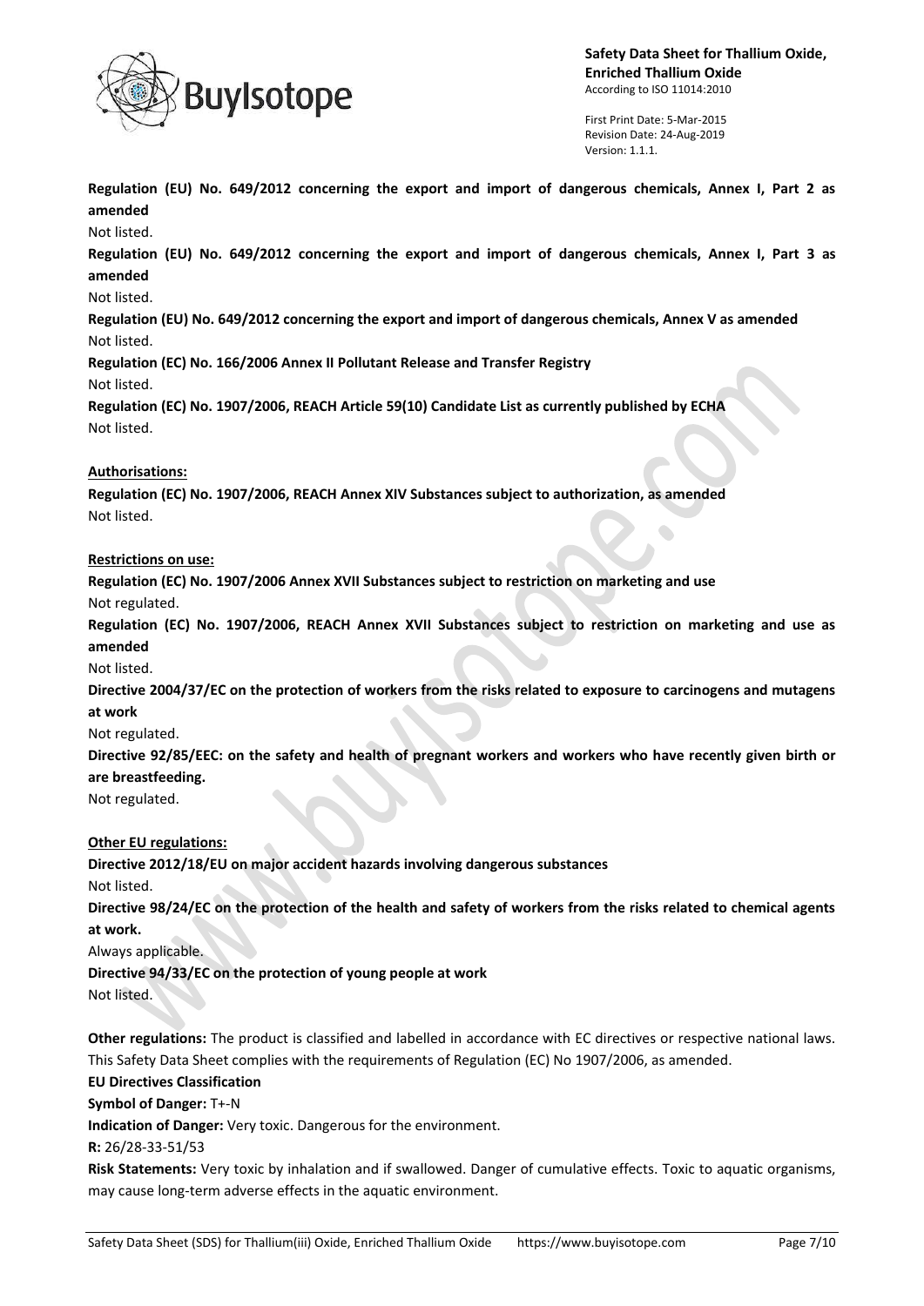**Regulation (EU) No. 649/2012 concerning the export and import of dangerous chemicals, Annex I, Part 2 as amended**

Not listed.

**Regulation (EU) No. 649/2012 concerning the export and import of dangerous chemicals, Annex I, Part 3 as amended**

Not listed.

**Regulation (EU) No. 649/2012 concerning the export and import of dangerous chemicals, Annex V as amended**

Not listed.

**Regulation (EC) No. 166/2006 Annex II Pollutant Release and Transfer Registry**

Not listed.

**Regulation (EC) No. 1907/2006, REACH Article 59(10) Candidate List as currently published by ECHA**

Not listed.

**Authorisations:**

**Regulation (EC) No. 1907/2006, REACH Annex XIV Substances subject to authorization, as amended**

Not listed.

**Restrictions on use:**

**Regulation (EC) No. 1907/2006 Annex XVII Substances subject to restriction on marketing and use**

Not regulated.

**Regulation (EC) No. 1907/2006, REACH Annex XVII Substances subject to restriction on marketing and use as amended**

Not listed.

**Directive 2004/37/EC on the protection of workers from the risks related to exposure to carcinogens and mutagens at work**

Not regulated.

**Directive 92/85/EEC: on the safety and health of pregnant workers and workers who have recently given birth or are breastfeeding.**

Not regulated.

**Other EU regulations:**

**Directive 2012/18/EU on major accident hazards involving dangerous substances**

Not listed.

**Directive 98/24/EC on the protection of the health and safety of workers from the risks related to chemical agents at work.**

Always applicable.

**Directive 94/33/EC on the protection of young people at work**

Not listed.

**Other regulations:** The product is classified and labelled in accordance with EC directives or respective national laws. This Safety Data Sheet complies with the requirements of Regulation (EC) No 1907/2006, as amended.

**EU Directives Classification**

**Symbol of Danger:** T+-N

**Indication of Danger:** Very toxic. Dangerous for the environment.

**R:** 26/28-33-51/53

**Risk Statements:** Very toxic by inhalation and if swallowed. Danger of cumulative effects. Toxic to aquatic organisms, may cause long-term adverse effects in the aquatic environment.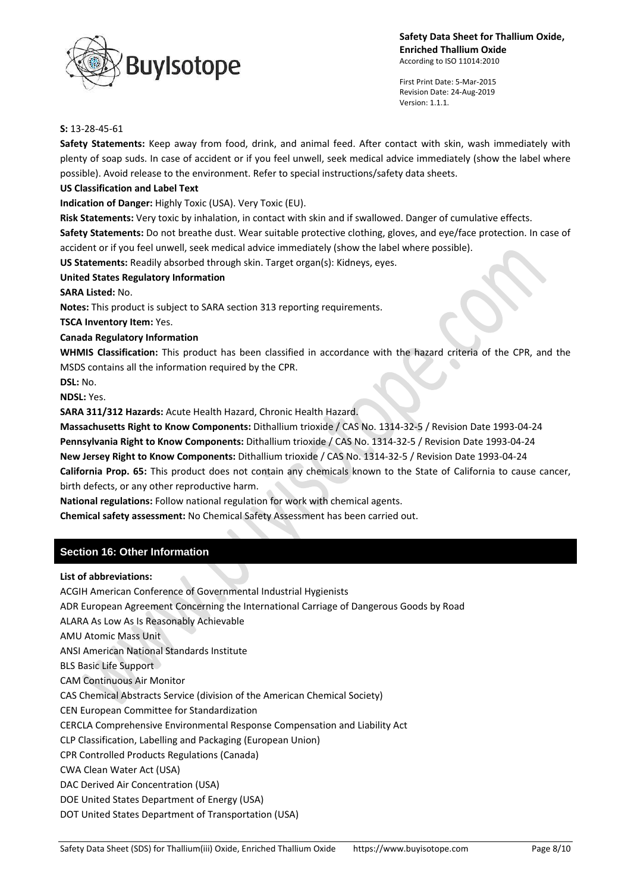**S:** 13-28-45-61

**Safety Statements:** Keep away from food, drink, and animal feed. After contact with skin, wash immediately with plenty of soap suds. In case of accident or if you feel unwell, seek medical advice immediately (show the label where possible). Avoid release to the environment. Refer to special instructions/safety data sheets.

**US Classification and Label Text**

**Indication of Danger:** Highly Toxic (USA). Very Toxic (EU).

**Risk Statements:** Very toxic by inhalation, in contact with skin and if swallowed. Danger of cumulative effects.

**Safety Statements:** Do not breathe dust. Wear suitable protective clothing, gloves, and eye/face protection. In case of accident or if you feel unwell, seek medical advice immediately (show the label where possible).

**US Statements:** Readily absorbed through skin. Target organ(s): Kidneys, eyes.

**United States Regulatory Information**

**SARA Listed:** No.

**Notes:** This product is subject to SARA section 313 reporting requirements.

**TSCA Inventory Item:** Yes.

**Canada Regulatory Information**

**WHMIS Classification:** This product has been classified in accordance with the hazard criteria of the CPR, and the MSDS contains all the information required by the CPR.

**DSL:** No.

**NDSL:** Yes.

**SARA 311/312 Hazards:** Acute Health Hazard, Chronic Health Hazard.

**Massachusetts Right to Know Components:** Dithallium trioxide / CAS No. 1314-32-5 / Revision Date 1993-04-24

**Pennsylvania Right to Know Components:** Dithallium trioxide / CAS No. 1314-32-5 / Revision Date 1993-04-24

**New Jersey Right to Know Components:** Dithallium trioxide / CAS No. 1314-32-5 / Revision Date 1993-04-24

**California Prop. 65:** This product does not contain any chemicals known to the State of California to cause cancer, birth defects, or any other reproductive harm.

**National regulations:** Follow national regulation for work with chemical agents.

**Chemical safety assessment:** No Chemical Safety Assessment has been carried out.

## Section 16: Other Information

**List of abbreviations:**

ACGIH American Conference of Governmental Industrial Hygienists
ADR European Agreement Concerning the International Carriage of Dangerous Goods by Road
ALARA As Low As Is Reasonably Achievable
AMU Atomic Mass Unit
ANSI American National Standards Institute
BLS Basic Life Support
CAM Continuous Air Monitor
CAS Chemical Abstracts Service (division of the American Chemical Society)
CEN European Committee for Standardization
CERCLA Comprehensive Environmental Response Compensation and Liability Act
CLP Classification, Labelling and Packaging (European Union)
CPR Controlled Products Regulations (Canada)
CWA Clean Water Act (USA)
DAC Derived Air Concentration (USA)
DOE United States Department of Energy (USA)
DOT United States Department of Transportation (USA)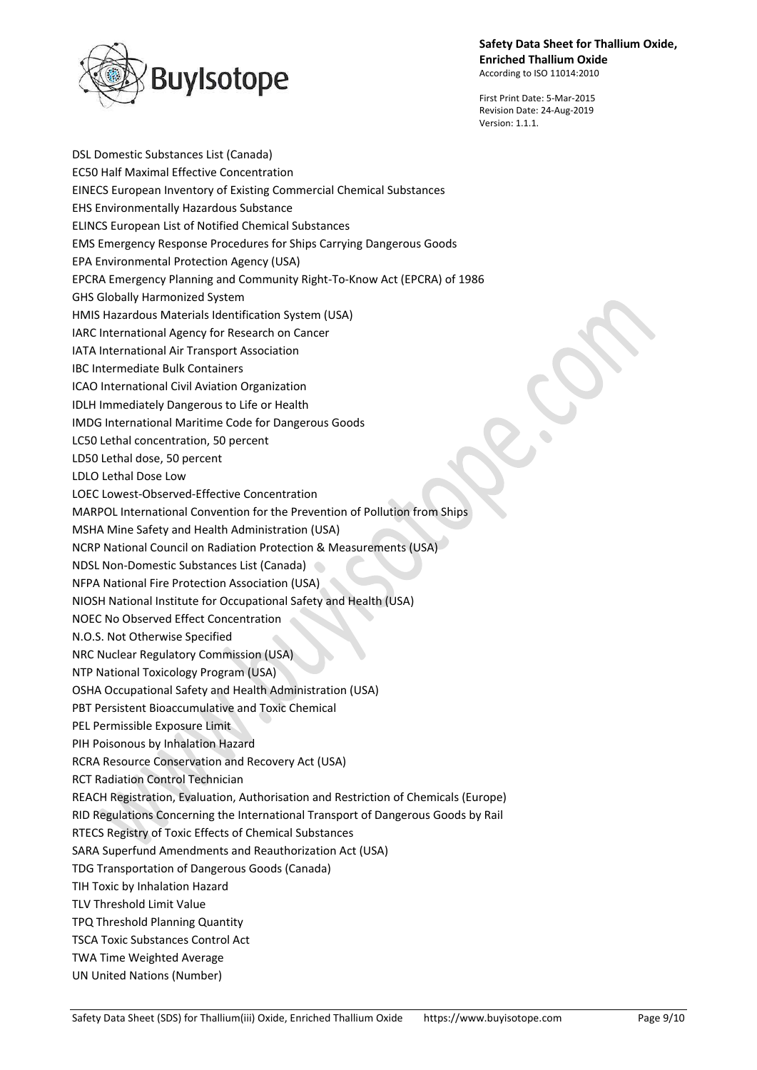DSL Domestic Substances List (Canada)
EC50 Half Maximal Effective Concentration
EINECS European Inventory of Existing Commercial Chemical Substances
EHS Environmentally Hazardous Substance
ELINCS European List of Notified Chemical Substances
EMS Emergency Response Procedures for Ships Carrying Dangerous Goods
EPA Environmental Protection Agency (USA)
EPCRA Emergency Planning and Community Right-To-Know Act (EPCRA) of 1986
GHS Globally Harmonized System
HMIS Hazardous Materials Identification System (USA)
IARC International Agency for Research on Cancer
IATA International Air Transport Association
IBC Intermediate Bulk Containers
ICAO International Civil Aviation Organization
IDLH Immediately Dangerous to Life or Health
IMDG International Maritime Code for Dangerous Goods
LC50 Lethal concentration, 50 percent
LD50 Lethal dose, 50 percent
LDLO Lethal Dose Low
LOEC Lowest-Observed-Effective Concentration
MARPOL International Convention for the Prevention of Pollution from Ships
MSHA Mine Safety and Health Administration (USA)
NCRP National Council on Radiation Protection & Measurements (USA)
NDSL Non-Domestic Substances List (Canada)
NFPA National Fire Protection Association (USA)
NIOSH National Institute for Occupational Safety and Health (USA)
NOEC No Observed Effect Concentration
N.O.S. Not Otherwise Specified
NRC Nuclear Regulatory Commission (USA)
NTP National Toxicology Program (USA)
OSHA Occupational Safety and Health Administration (USA)
PBT Persistent Bioaccumulative and Toxic Chemical
PEL Permissible Exposure Limit
PIH Poisonous by Inhalation Hazard
RCRA Resource Conservation and Recovery Act (USA)
RCT Radiation Control Technician
REACH Registration, Evaluation, Authorisation and Restriction of Chemicals (Europe)
RID Regulations Concerning the International Transport of Dangerous Goods by Rail
RTECS Registry of Toxic Effects of Chemical Substances
SARA Superfund Amendments and Reauthorization Act (USA)
TDG Transportation of Dangerous Goods (Canada)
TIH Toxic by Inhalation Hazard
TLV Threshold Limit Value
TPQ Threshold Planning Quantity
TSCA Toxic Substances Control Act
TWA Time Weighted Average
UN United Nations (Number)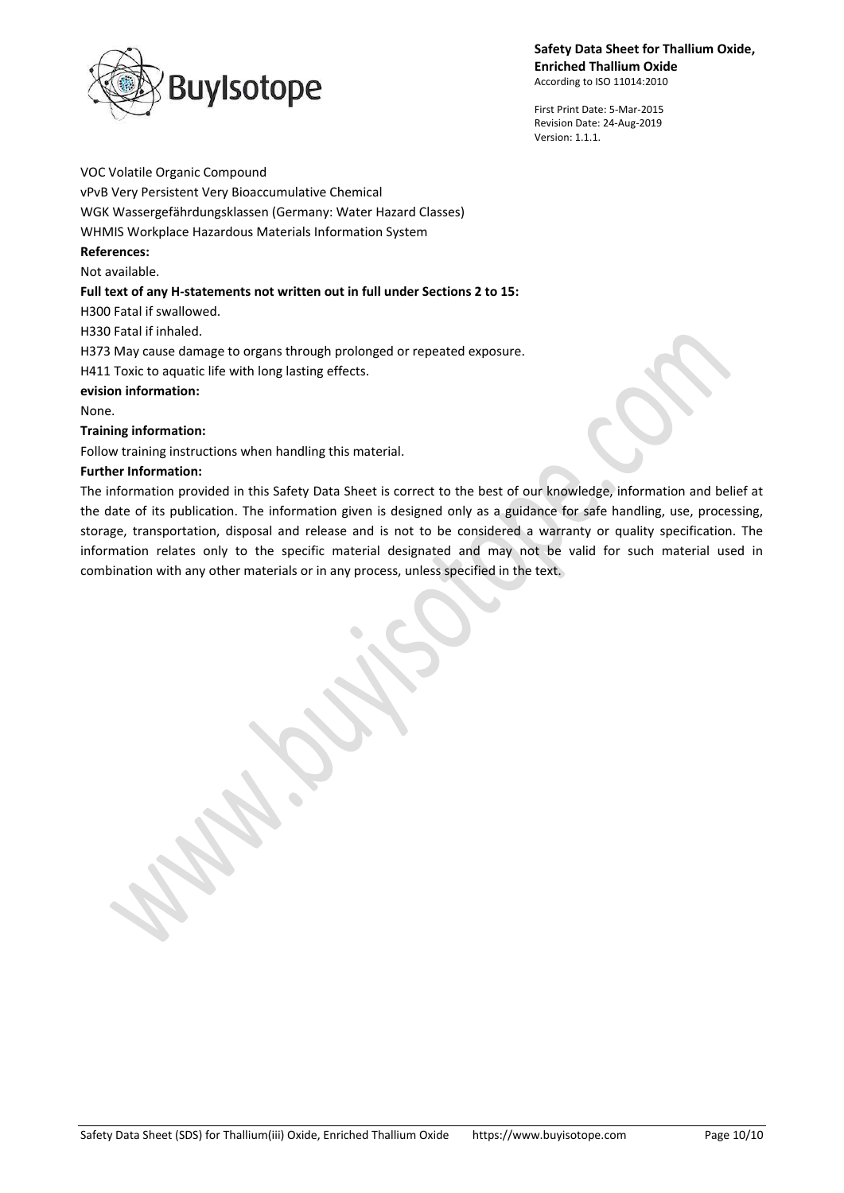VOC Volatile Organic Compound

vPvB Very Persistent Very Bioaccumulative Chemical

WGK Wassergefährdungsklassen (Germany: Water Hazard Classes)

WHMIS Workplace Hazardous Materials Information System

**References:**

Not available.

**Full text of any H-statements not written out in full under Sections 2 to 15:**

H300 Fatal if swallowed.

H330 Fatal if inhaled.

H373 May cause damage to organs through prolonged or repeated exposure.

H411 Toxic to aquatic life with long lasting effects.

**evision information:**

None.

**Training information:**

Follow training instructions when handling this material.

**Further Information:**

The information provided in this Safety Data Sheet is correct to the best of our knowledge, information and belief at the date of its publication. The information given is designed only as a guidance for safe handling, use, processing, storage, transportation, disposal and release and is not to be considered a warranty or quality specification. The information relates only to the specific material designated and may not be valid for such material used in combination with any other materials or in any process, unless specified in the text.